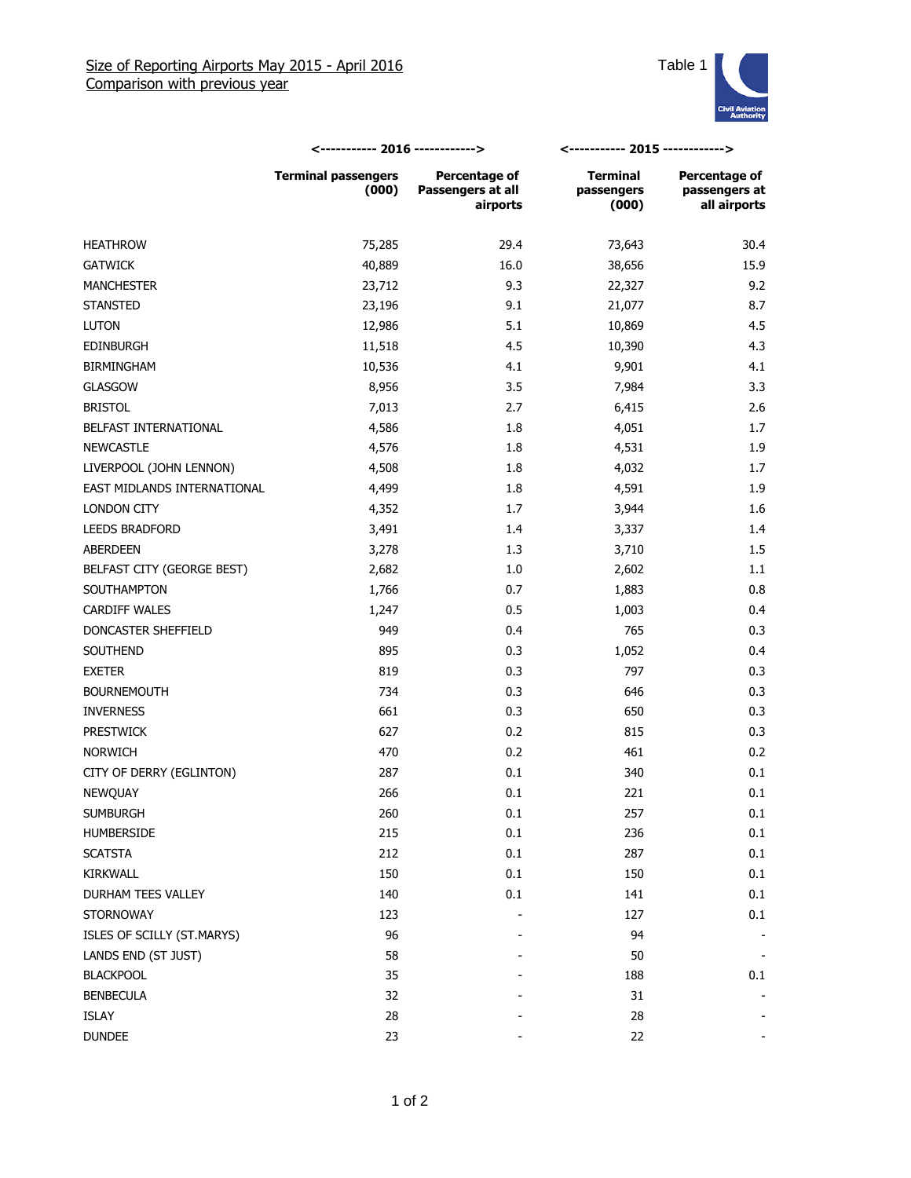Size of Reporting Airports May 2015 - April 2016
Comparison with previous year

Table 1

| | <----------- 2016 ------------> | | <----------- 2015 ------------> | |
|---|---|---|---|---|
| | **Terminal passengers (000)** | **Percentage of Passengers at all airports** | **Terminal passengers (000)** | **Percentage of passengers at all airports** |
| HEATHROW | 75,285 | 29.4 | 73,643 | 30.4 |
| GATWICK | 40,889 | 16.0 | 38,656 | 15.9 |
| MANCHESTER | 23,712 | 9.3 | 22,327 | 9.2 |
| STANSTED | 23,196 | 9.1 | 21,077 | 8.7 |
| LUTON | 12,986 | 5.1 | 10,869 | 4.5 |
| EDINBURGH | 11,518 | 4.5 | 10,390 | 4.3 |
| BIRMINGHAM | 10,536 | 4.1 | 9,901 | 4.1 |
| GLASGOW | 8,956 | 3.5 | 7,984 | 3.3 |
| BRISTOL | 7,013 | 2.7 | 6,415 | 2.6 |
| BELFAST INTERNATIONAL | 4,586 | 1.8 | 4,051 | 1.7 |
| NEWCASTLE | 4,576 | 1.8 | 4,531 | 1.9 |
| LIVERPOOL (JOHN LENNON) | 4,508 | 1.8 | 4,032 | 1.7 |
| EAST MIDLANDS INTERNATIONAL | 4,499 | 1.8 | 4,591 | 1.9 |
| LONDON CITY | 4,352 | 1.7 | 3,944 | 1.6 |
| LEEDS BRADFORD | 3,491 | 1.4 | 3,337 | 1.4 |
| ABERDEEN | 3,278 | 1.3 | 3,710 | 1.5 |
| BELFAST CITY (GEORGE BEST) | 2,682 | 1.0 | 2,602 | 1.1 |
| SOUTHAMPTON | 1,766 | 0.7 | 1,883 | 0.8 |
| CARDIFF WALES | 1,247 | 0.5 | 1,003 | 0.4 |
| DONCASTER SHEFFIELD | 949 | 0.4 | 765 | 0.3 |
| SOUTHEND | 895 | 0.3 | 1,052 | 0.4 |
| EXETER | 819 | 0.3 | 797 | 0.3 |
| BOURNEMOUTH | 734 | 0.3 | 646 | 0.3 |
| INVERNESS | 661 | 0.3 | 650 | 0.3 |
| PRESTWICK | 627 | 0.2 | 815 | 0.3 |
| NORWICH | 470 | 0.2 | 461 | 0.2 |
| CITY OF DERRY (EGLINTON) | 287 | 0.1 | 340 | 0.1 |
| NEWQUAY | 266 | 0.1 | 221 | 0.1 |
| SUMBURGH | 260 | 0.1 | 257 | 0.1 |
| HUMBERSIDE | 215 | 0.1 | 236 | 0.1 |
| SCATSTA | 212 | 0.1 | 287 | 0.1 |
| KIRKWALL | 150 | 0.1 | 150 | 0.1 |
| DURHAM TEES VALLEY | 140 | 0.1 | 141 | 0.1 |
| STORNOWAY | 123 | - | 127 | 0.1 |
| ISLES OF SCILLY (ST.MARYS) | 96 | - | 94 | - |
| LANDS END (ST JUST) | 58 | - | 50 | - |
| BLACKPOOL | 35 | - | 188 | 0.1 |
| BENBECULA | 32 | - | 31 | - |
| ISLAY | 28 | - | 28 | - |
| DUNDEE | 23 | - | 22 | - |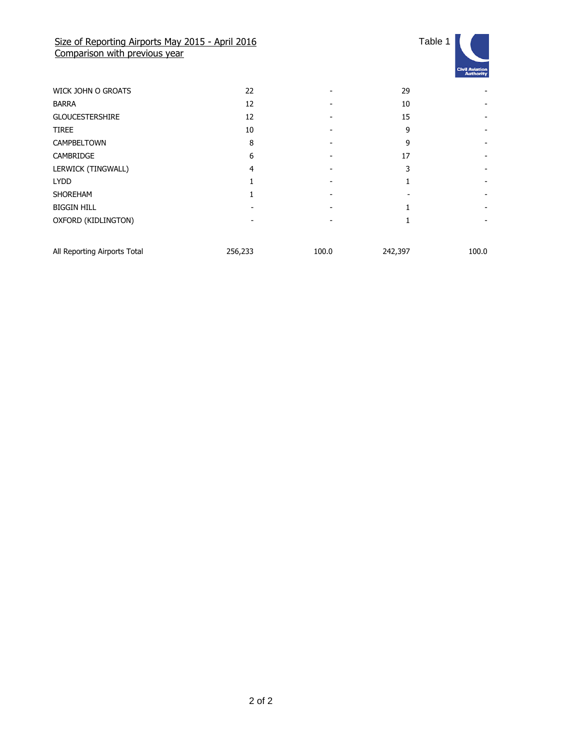Size of Reporting Airports May 2015 - April 2016
Comparison with previous year

Table 1

| | | | | |
|---|---|---|---|---|
| WICK JOHN O GROATS | 22 | - | 29 | - |
| BARRA | 12 | - | 10 | - |
| GLOUCESTERSHIRE | 12 | - | 15 | - |
| TIREE | 10 | - | 9 | - |
| CAMPBELTOWN | 8 | - | 9 | - |
| CAMBRIDGE | 6 | - | 17 | - |
| LERWICK (TINGWALL) | 4 | - | 3 | - |
| LYDD | 1 | - | 1 | - |
| SHOREHAM | 1 | - | - | - |
| BIGGIN HILL | - | - | 1 | - |
| OXFORD (KIDLINGTON) | - | - | 1 | - |
| All Reporting Airports Total | 256,233 | 100.0 | 242,397 | 100.0 |